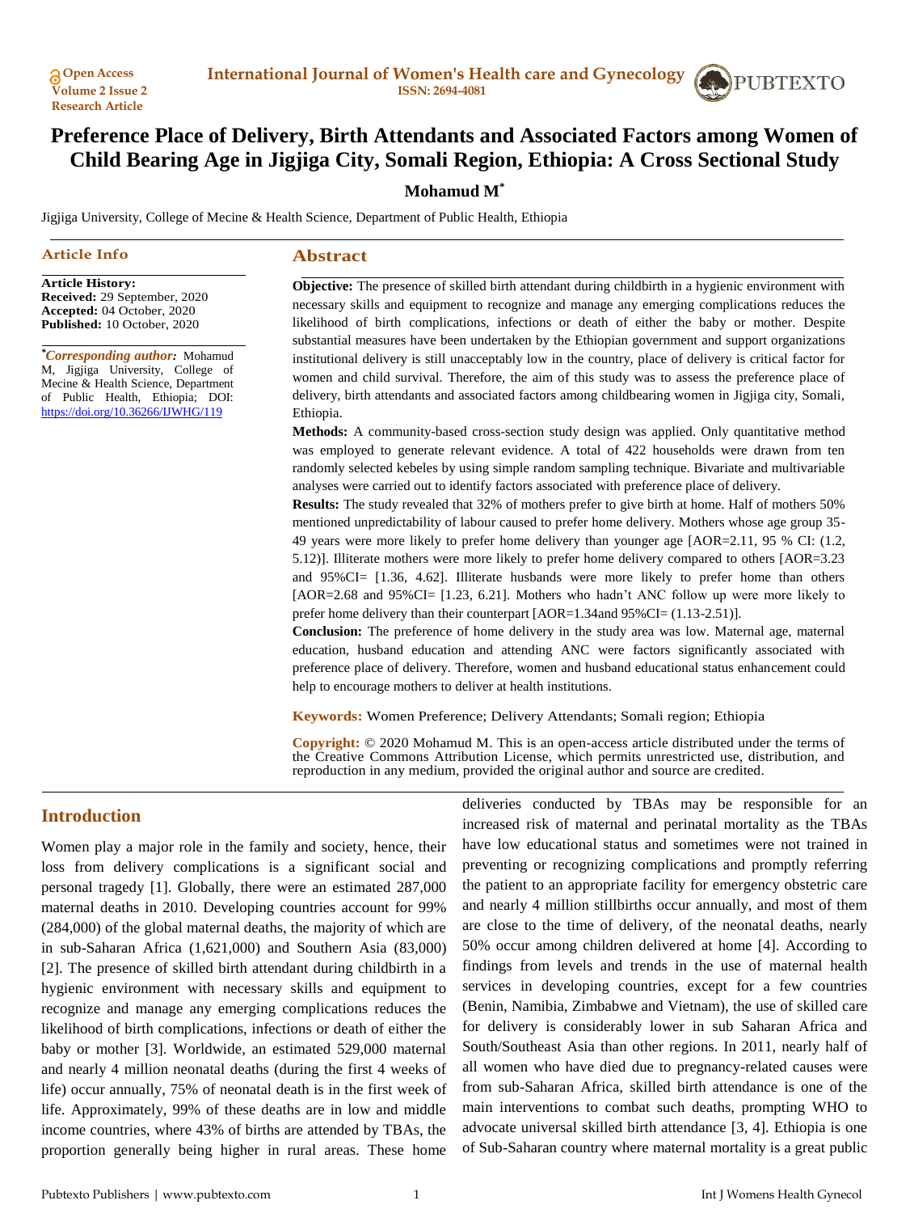# Preference Place of Delivery, Birth Attendants and Associated Factors among Women of Child Bearing Age in Jigjiga City, Somali Region, Ethiopia: A Cross Sectional Study

**Mohamud M***

Jigjiga University, College of Mecine & Health Science, Department of Public Health, Ethiopia

## Article Info

**Article History:**
**Received:** 29 September, 2020
**Accepted:** 04 October, 2020
**Published:** 10 October, 2020

***Corresponding author:*** Mohamud M, Jigjiga University, College of Mecine & Health Science, Department of Public Health, Ethiopia; DOI: https://doi.org/10.36266/IJWHG/119

## Abstract

**Objective:** The presence of skilled birth attendant during childbirth in a hygienic environment with necessary skills and equipment to recognize and manage any emerging complications reduces the likelihood of birth complications, infections or death of either the baby or mother. Despite substantial measures have been undertaken by the Ethiopian government and support organizations institutional delivery is still unacceptably low in the country, place of delivery is critical factor for women and child survival. Therefore, the aim of this study was to assess the preference place of delivery, birth attendants and associated factors among childbearing women in Jigjiga city, Somali, Ethiopia.

**Methods:** A community-based cross-section study design was applied. Only quantitative method was employed to generate relevant evidence. A total of 422 households were drawn from ten randomly selected kebeles by using simple random sampling technique. Bivariate and multivariable analyses were carried out to identify factors associated with preference place of delivery.

**Results:** The study revealed that 32% of mothers prefer to give birth at home. Half of mothers 50% mentioned unpredictability of labour caused to prefer home delivery. Mothers whose age group 35-49 years were more likely to prefer home delivery than younger age [AOR=2.11, 95 % CI: (1.2, 5.12)]. Illiterate mothers were more likely to prefer home delivery compared to others [AOR=3.23 and 95%CI= [1.36, 4.62]. Illiterate husbands were more likely to prefer home than others [AOR=2.68 and 95%CI= [1.23, 6.21]. Mothers who hadn't ANC follow up were more likely to prefer home delivery than their counterpart [AOR=1.34and 95%CI= (1.13-2.51)].

**Conclusion:** The preference of home delivery in the study area was low. Maternal age, maternal education, husband education and attending ANC were factors significantly associated with preference place of delivery. Therefore, women and husband educational status enhancement could help to encourage mothers to deliver at health institutions.

**Keywords:** Women Preference; Delivery Attendants; Somali region; Ethiopia

**Copyright:** © 2020 Mohamud M. This is an open-access article distributed under the terms of the Creative Commons Attribution License, which permits unrestricted use, distribution, and reproduction in any medium, provided the original author and source are credited.

## Introduction

Women play a major role in the family and society, hence, their loss from delivery complications is a significant social and personal tragedy [1]. Globally, there were an estimated 287,000 maternal deaths in 2010. Developing countries account for 99% (284,000) of the global maternal deaths, the majority of which are in sub-Saharan Africa (1,621,000) and Southern Asia (83,000) [2]. The presence of skilled birth attendant during childbirth in a hygienic environment with necessary skills and equipment to recognize and manage any emerging complications reduces the likelihood of birth complications, infections or death of either the baby or mother [3]. Worldwide, an estimated 529,000 maternal and nearly 4 million neonatal deaths (during the first 4 weeks of life) occur annually, 75% of neonatal death is in the first week of life. Approximately, 99% of these deaths are in low and middle income countries, where 43% of births are attended by TBAs, the proportion generally being higher in rural areas. These home deliveries conducted by TBAs may be responsible for an increased risk of maternal and perinatal mortality as the TBAs have low educational status and sometimes were not trained in preventing or recognizing complications and promptly referring the patient to an appropriate facility for emergency obstetric care and nearly 4 million stillbirths occur annually, and most of them are close to the time of delivery, of the neonatal deaths, nearly 50% occur among children delivered at home [4]. According to findings from levels and trends in the use of maternal health services in developing countries, except for a few countries (Benin, Namibia, Zimbabwe and Vietnam), the use of skilled care for delivery is considerably lower in sub Saharan Africa and South/Southeast Asia than other regions. In 2011, nearly half of all women who have died due to pregnancy-related causes were from sub-Saharan Africa, skilled birth attendance is one of the main interventions to combat such deaths, prompting WHO to advocate universal skilled birth attendance [3, 4]. Ethiopia is one of Sub-Saharan country where maternal mortality is a great public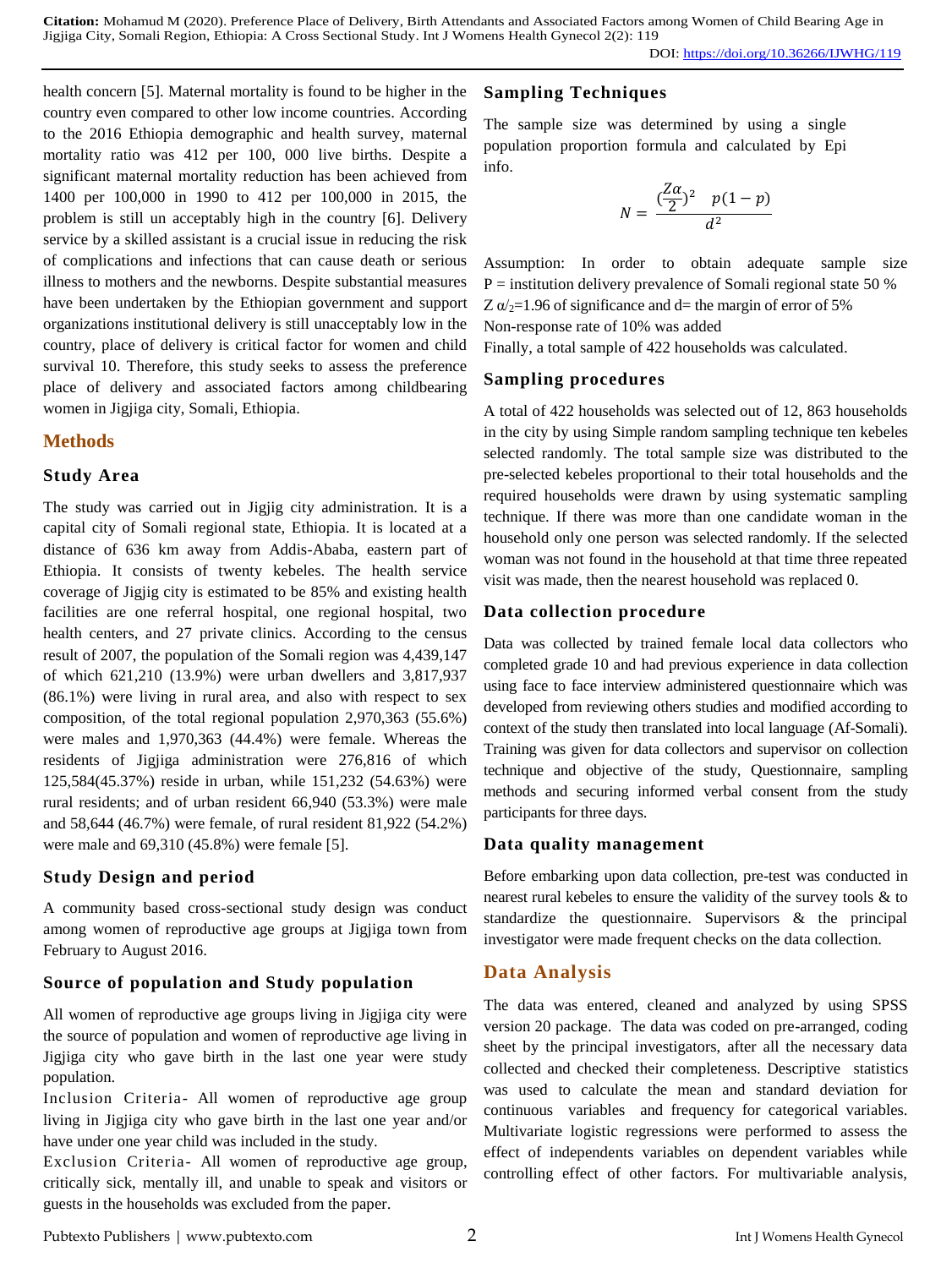health concern [5]. Maternal mortality is found to be higher in the country even compared to other low income countries. According to the 2016 Ethiopia demographic and health survey, maternal mortality ratio was 412 per 100, 000 live births. Despite a significant maternal mortality reduction has been achieved from 1400 per 100,000 in 1990 to 412 per 100,000 in 2015, the problem is still un acceptably high in the country [6]. Delivery service by a skilled assistant is a crucial issue in reducing the risk of complications and infections that can cause death or serious illness to mothers and the newborns. Despite substantial measures have been undertaken by the Ethiopian government and support organizations institutional delivery is still unacceptably low in the country, place of delivery is critical factor for women and child survival 10. Therefore, this study seeks to assess the preference place of delivery and associated factors among childbearing women in Jigjiga city, Somali, Ethiopia.

## Methods

### Study Area

The study was carried out in Jigjig city administration. It is a capital city of Somali regional state, Ethiopia. It is located at a distance of 636 km away from Addis-Ababa, eastern part of Ethiopia. It consists of twenty kebeles. The health service coverage of Jigjig city is estimated to be 85% and existing health facilities are one referral hospital, one regional hospital, two health centers, and 27 private clinics. According to the census result of 2007, the population of the Somali region was 4,439,147 of which 621,210 (13.9%) were urban dwellers and 3,817,937 (86.1%) were living in rural area, and also with respect to sex composition, of the total regional population 2,970,363 (55.6%) were males and 1,970,363 (44.4%) were female. Whereas the residents of Jigjiga administration were 276,816 of which 125,584(45.37%) reside in urban, while 151,232 (54.63%) were rural residents; and of urban resident 66,940 (53.3%) were male and 58,644 (46.7%) were female, of rural resident 81,922 (54.2%) were male and 69,310 (45.8%) were female [5].

### Study Design and period

A community based cross-sectional study design was conduct among women of reproductive age groups at Jigjiga town from February to August 2016.

### Source of population and Study population

All women of reproductive age groups living in Jigjiga city were the source of population and women of reproductive age living in Jigjiga city who gave birth in the last one year were study population.

Inclusion Criteria- All women of reproductive age group living in Jigjiga city who gave birth in the last one year and/or have under one year child was included in the study.

Exclusion Criteria- All women of reproductive age group, critically sick, mentally ill, and unable to speak and visitors or guests in the households was excluded from the paper.

### Sampling Techniques

The sample size was determined by using a single population proportion formula and calculated by Epi info.

$$N = \frac{(\frac{Z\alpha}{2})^2 \quad p(1-p)}{d^2}$$

Assumption: In order to obtain adequate sample size P = institution delivery prevalence of Somali regional state 50 %

$Z\,\alpha/_2$=1.96 of significance and d= the margin of error of 5%

Non-response rate of 10% was added

Finally, a total sample of 422 households was calculated.

### Sampling procedures

A total of 422 households was selected out of 12, 863 households in the city by using Simple random sampling technique ten kebeles selected randomly. The total sample size was distributed to the pre-selected kebeles proportional to their total households and the required households were drawn by using systematic sampling technique. If there was more than one candidate woman in the household only one person was selected randomly. If the selected woman was not found in the household at that time three repeated visit was made, then the nearest household was replaced 0.

### Data collection procedure

Data was collected by trained female local data collectors who completed grade 10 and had previous experience in data collection using face to face interview administered questionnaire which was developed from reviewing others studies and modified according to context of the study then translated into local language (Af-Somali). Training was given for data collectors and supervisor on collection technique and objective of the study, Questionnaire, sampling methods and securing informed verbal consent from the study participants for three days.

### Data quality management

Before embarking upon data collection, pre-test was conducted in nearest rural kebeles to ensure the validity of the survey tools & to standardize the questionnaire. Supervisors & the principal investigator were made frequent checks on the data collection.

## Data Analysis

The data was entered, cleaned and analyzed by using SPSS version 20 package. The data was coded on pre-arranged, coding sheet by the principal investigators, after all the necessary data collected and checked their completeness. Descriptive statistics was used to calculate the mean and standard deviation for continuous variables and frequency for categorical variables. Multivariate logistic regressions were performed to assess the effect of independents variables on dependent variables while controlling effect of other factors. For multivariable analysis,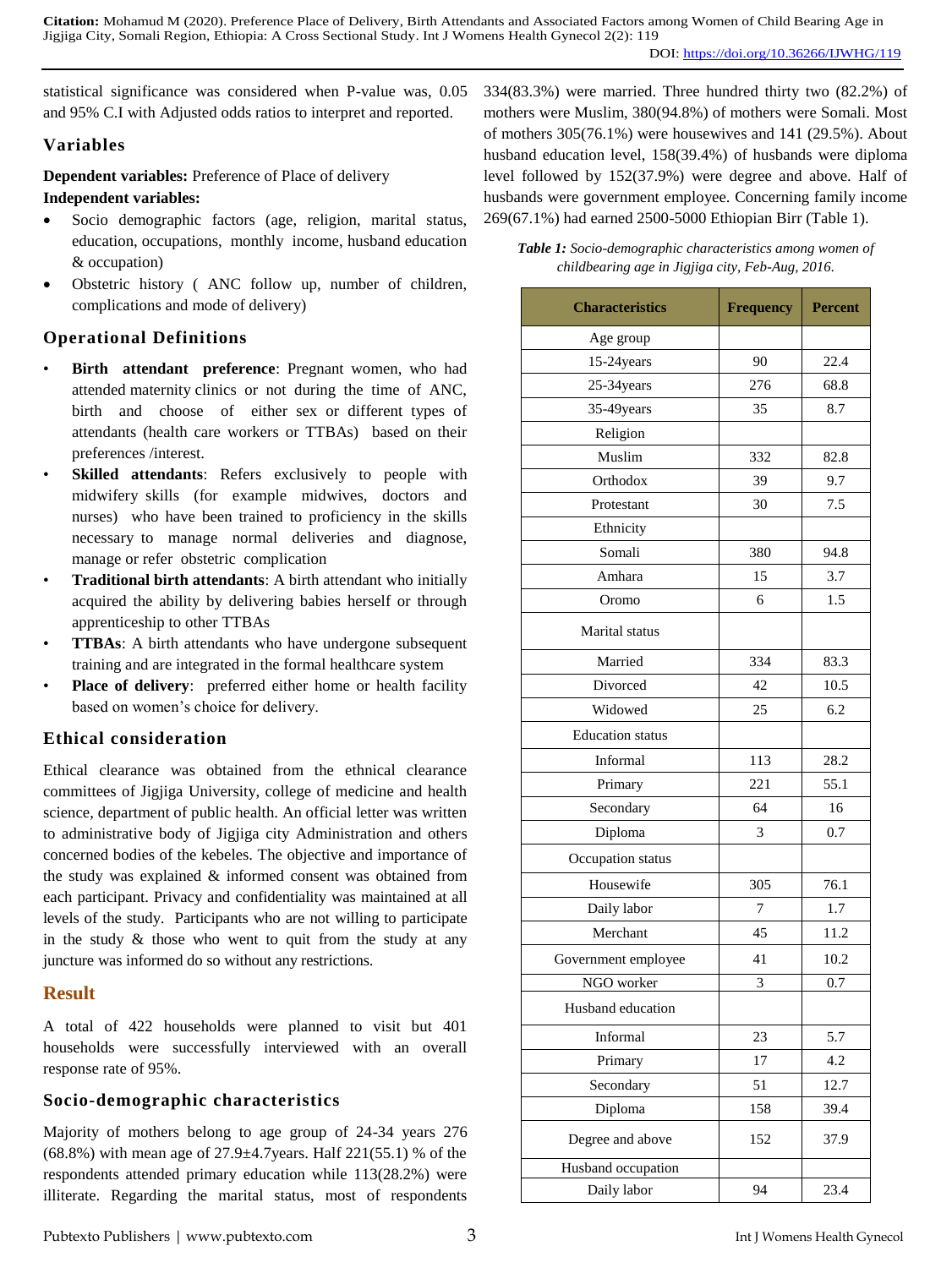statistical significance was considered when P-value was, 0.05 and 95% C.I with Adjusted odds ratios to interpret and reported.

### Variables

**Dependent variables:** Preference of Place of delivery

**Independent variables:**

- Socio demographic factors (age, religion, marital status, education, occupations, monthly income, husband education & occupation)
- Obstetric history ( ANC follow up, number of children, complications and mode of delivery)

### Operational Definitions

- **Birth attendant preference**: Pregnant women, who had attended maternity clinics or not during the time of ANC, birth and choose of either sex or different types of attendants (health care workers or TTBAs) based on their preferences /interest.
- **Skilled attendants**: Refers exclusively to people with midwifery skills (for example midwives, doctors and nurses) who have been trained to proficiency in the skills necessary to manage normal deliveries and diagnose, manage or refer obstetric complication
- **Traditional birth attendants**: A birth attendant who initially acquired the ability by delivering babies herself or through apprenticeship to other TTBAs
- **TTBAs**: A birth attendants who have undergone subsequent training and are integrated in the formal healthcare system
- **Place of delivery**: preferred either home or health facility based on women's choice for delivery.

### Ethical consideration

Ethical clearance was obtained from the ethnical clearance committees of Jigjiga University, college of medicine and health science, department of public health. An official letter was written to administrative body of Jigjiga city Administration and others concerned bodies of the kebeles. The objective and importance of the study was explained & informed consent was obtained from each participant. Privacy and confidentiality was maintained at all levels of the study. Participants who are not willing to participate in the study & those who went to quit from the study at any juncture was informed do so without any restrictions.

## Result

A total of 422 households were planned to visit but 401 households were successfully interviewed with an overall response rate of 95%.

### Socio-demographic characteristics

Majority of mothers belong to age group of 24-34 years 276 (68.8%) with mean age of 27.9±4.7years. Half 221(55.1) % of the respondents attended primary education while 113(28.2%) were illiterate. Regarding the marital status, most of respondents 334(83.3%) were married. Three hundred thirty two (82.2%) of mothers were Muslim, 380(94.8%) of mothers were Somali. Most of mothers 305(76.1%) were housewives and 141 (29.5%). About husband education level, 158(39.4%) of husbands were diploma level followed by 152(37.9%) were degree and above. Half of husbands were government employee. Concerning family income 269(67.1%) had earned 2500-5000 Ethiopian Birr (Table 1).

***Table 1:*** *Socio-demographic characteristics among women of childbearing age in Jigjiga city, Feb-Aug, 2016.*

| Characteristics | Frequency | Percent |
|---|---|---|
| Age group | | |
| 15-24years | 90 | 22.4 |
| 25-34years | 276 | 68.8 |
| 35-49years | 35 | 8.7 |
| Religion | | |
| Muslim | 332 | 82.8 |
| Orthodox | 39 | 9.7 |
| Protestant | 30 | 7.5 |
| Ethnicity | | |
| Somali | 380 | 94.8 |
| Amhara | 15 | 3.7 |
| Oromo | 6 | 1.5 |
| Marital status | | |
| Married | 334 | 83.3 |
| Divorced | 42 | 10.5 |
| Widowed | 25 | 6.2 |
| Education status | | |
| Informal | 113 | 28.2 |
| Primary | 221 | 55.1 |
| Secondary | 64 | 16 |
| Diploma | 3 | 0.7 |
| Occupation status | | |
| Housewife | 305 | 76.1 |
| Daily labor | 7 | 1.7 |
| Merchant | 45 | 11.2 |
| Government employee | 41 | 10.2 |
| NGO worker | 3 | 0.7 |
| Husband education | | |
| Informal | 23 | 5.7 |
| Primary | 17 | 4.2 |
| Secondary | 51 | 12.7 |
| Diploma | 158 | 39.4 |
| Degree and above | 152 | 37.9 |
| Husband occupation | | |
| Daily labor | 94 | 23.4 |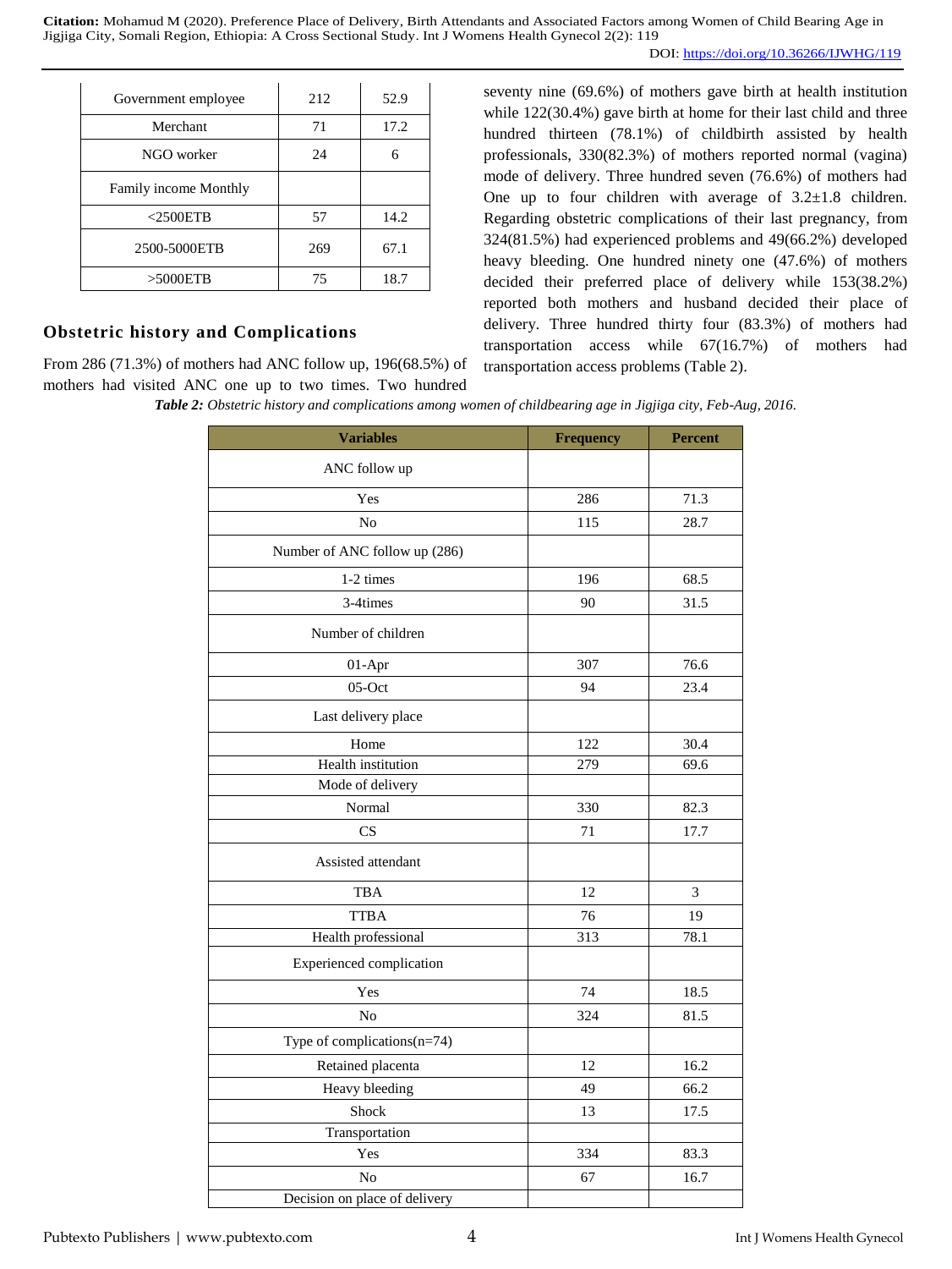| Government employee | 212 | 52.9 |
|---|---|---|
| Merchant | 71 | 17.2 |
| NGO worker | 24 | 6 |
| Family income Monthly | | |
| <2500ETB | 57 | 14.2 |
| 2500-5000ETB | 269 | 67.1 |
| >5000ETB | 75 | 18.7 |

## Obstetric history and Complications

From 286 (71.3%) of mothers had ANC follow up, 196(68.5%) of mothers had visited ANC one up to two times. Two hundred seventy nine (69.6%) of mothers gave birth at health institution while 122(30.4%) gave birth at home for their last child and three hundred thirteen (78.1%) of childbirth assisted by health professionals, 330(82.3%) of mothers reported normal (vagina) mode of delivery. Three hundred seven (76.6%) of mothers had One up to four children with average of 3.2±1.8 children. Regarding obstetric complications of their last pregnancy, from 324(81.5%) had experienced problems and 49(66.2%) developed heavy bleeding. One hundred ninety one (47.6%) of mothers decided their preferred place of delivery while 153(38.2%) reported both mothers and husband decided their place of delivery. Three hundred thirty four (83.3%) of mothers had transportation access while 67(16.7%) of mothers had transportation access problems (Table 2).

***Table 2:*** *Obstetric history and complications among women of childbearing age in Jigjiga city, Feb-Aug, 2016.*

| Variables | Frequency | Percent |
|---|---|---|
| ANC follow up | | |
| Yes | 286 | 71.3 |
| No | 115 | 28.7 |
| Number of ANC follow up (286) | | |
| 1-2 times | 196 | 68.5 |
| 3-4times | 90 | 31.5 |
| Number of children | | |
| 01-Apr | 307 | 76.6 |
| 05-Oct | 94 | 23.4 |
| Last delivery place | | |
| Home | 122 | 30.4 |
| Health institution | 279 | 69.6 |
| Mode of delivery | | |
| Normal | 330 | 82.3 |
| CS | 71 | 17.7 |
| Assisted attendant | | |
| TBA | 12 | 3 |
| TTBA | 76 | 19 |
| Health professional | 313 | 78.1 |
| Experienced complication | | |
| Yes | 74 | 18.5 |
| No | 324 | 81.5 |
| Type of complications(n=74) | | |
| Retained placenta | 12 | 16.2 |
| Heavy bleeding | 49 | 66.2 |
| Shock | 13 | 17.5 |
| Transportation | | |
| Yes | 334 | 83.3 |
| No | 67 | 16.7 |
| Decision on place of delivery | | |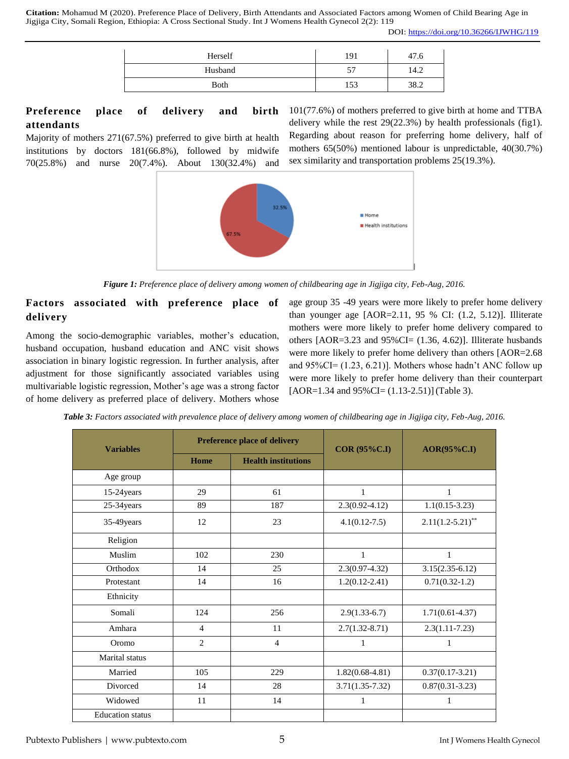| Herself | 191 | 47.6 |
|---|---|---|
| Husband | 57 | 14.2 |
| Both | 153 | 38.2 |

## Preference place of delivery and birth attendants

Majority of mothers 271(67.5%) preferred to give birth at health institutions by doctors 181(66.8%), followed by midwife 70(25.8%) and nurse 20(7.4%). About 130(32.4%) and 101(77.6%) of mothers preferred to give birth at home and TTBA delivery while the rest 29(22.3%) by health professionals (fig1). Regarding about reason for preferring home delivery, half of mothers 65(50%) mentioned labour is unpredictable, 40(30.7%) sex similarity and transportation problems 25(19.3%).

***Figure 1:*** *Preference place of delivery among women of childbearing age in Jigjiga city, Feb-Aug, 2016.*

## Factors associated with preference place of delivery

Among the socio-demographic variables, mother's education, husband occupation, husband education and ANC visit shows association in binary logistic regression. In further analysis, after adjustment for those significantly associated variables using multivariable logistic regression, Mother's age was a strong factor of home delivery as preferred place of delivery. Mothers whose age group 35 -49 years were more likely to prefer home delivery than younger age [AOR=2.11, 95 % CI: (1.2, 5.12)]. Illiterate mothers were more likely to prefer home delivery compared to others [AOR=3.23 and 95%CI= (1.36, 4.62)]. Illiterate husbands were more likely to prefer home delivery than others [AOR=2.68 and 95%CI= (1.23, 6.21)]. Mothers whose hadn't ANC follow up were more likely to prefer home delivery than their counterpart [AOR=1.34 and 95%CI= (1.13-2.51)] (Table 3).

***Table 3:*** *Factors associated with prevalence place of delivery among women of childbearing age in Jigjiga city, Feb-Aug, 2016.*

| Variables | Preference place of delivery | | COR (95%C.I) | AOR(95%C.I) |
|---|---|---|---|---|
| | Home | Health institutions | | |
| Age group | | | | |
| 15-24years | 29 | 61 | 1 | 1 |
| 25-34years | 89 | 187 | 2.3(0.92-4.12) | 1.1(0.15-3.23) |
| 35-49years | 12 | 23 | 4.1(0.12-7.5) | 2.11(1.2-5.21)** |
| Religion | | | | |
| Muslim | 102 | 230 | 1 | 1 |
| Orthodox | 14 | 25 | 2.3(0.97-4.32) | 3.15(2.35-6.12) |
| Protestant | 14 | 16 | 1.2(0.12-2.41) | 0.71(0.32-1.2) |
| Ethnicity | | | | |
| Somali | 124 | 256 | 2.9(1.33-6.7) | 1.71(0.61-4.37) |
| Amhara | 4 | 11 | 2.7(1.32-8.71) | 2.3(1.11-7.23) |
| Oromo | 2 | 4 | 1 | 1 |
| Marital status | | | | |
| Married | 105 | 229 | 1.82(0.68-4.81) | 0.37(0.17-3.21) |
| Divorced | 14 | 28 | 3.71(1.35-7.32) | 0.87(0.31-3.23) |
| Widowed | 11 | 14 | 1 | 1 |
| Education status | | | | |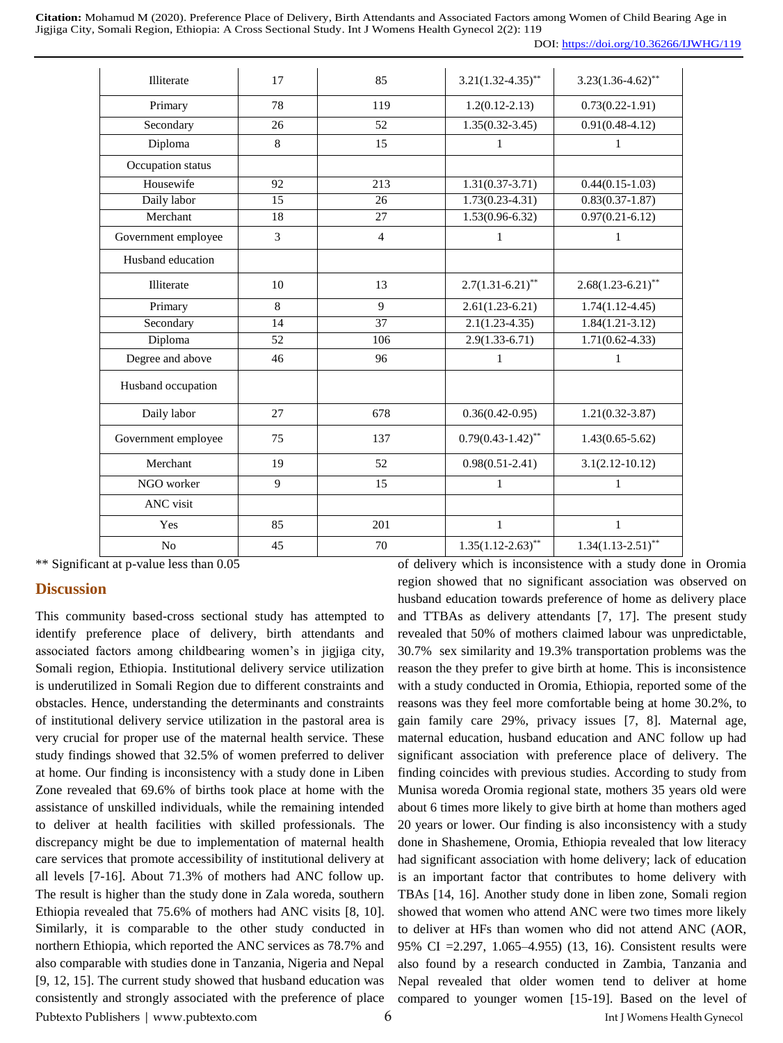| | | | | |
|---|---|---|---|---|
| Illiterate | 17 | 85 | 3.21(1.32-4.35)** | 3.23(1.36-4.62)** |
| Primary | 78 | 119 | 1.2(0.12-2.13) | 0.73(0.22-1.91) |
| Secondary | 26 | 52 | 1.35(0.32-3.45) | 0.91(0.48-4.12) |
| Diploma | 8 | 15 | 1 | 1 |
| Occupation status | | | | |
| Housewife | 92 | 213 | 1.31(0.37-3.71) | 0.44(0.15-1.03) |
| Daily labor | 15 | 26 | 1.73(0.23-4.31) | 0.83(0.37-1.87) |
| Merchant | 18 | 27 | 1.53(0.96-6.32) | 0.97(0.21-6.12) |
| Government employee | 3 | 4 | 1 | 1 |
| Husband education | | | | |
| Illiterate | 10 | 13 | 2.7(1.31-6.21)** | 2.68(1.23-6.21)** |
| Primary | 8 | 9 | 2.61(1.23-6.21) | 1.74(1.12-4.45) |
| Secondary | 14 | 37 | 2.1(1.23-4.35) | 1.84(1.21-3.12) |
| Diploma | 52 | 106 | 2.9(1.33-6.71) | 1.71(0.62-4.33) |
| Degree and above | 46 | 96 | 1 | 1 |
| Husband occupation | | | | |
| Daily labor | 27 | 678 | 0.36(0.42-0.95) | 1.21(0.32-3.87) |
| Government employee | 75 | 137 | 0.79(0.43-1.42)** | 1.43(0.65-5.62) |
| Merchant | 19 | 52 | 0.98(0.51-2.41) | 3.1(2.12-10.12) |
| NGO worker | 9 | 15 | 1 | 1 |
| ANC visit | | | | |
| Yes | 85 | 201 | 1 | 1 |
| No | 45 | 70 | 1.35(1.12-2.63)** | 1.34(1.13-2.51)** |

** Significant at p-value less than 0.05

## Discussion

This community based-cross sectional study has attempted to identify preference place of delivery, birth attendants and associated factors among childbearing women's in jigjiga city, Somali region, Ethiopia. Institutional delivery service utilization is underutilized in Somali Region due to different constraints and obstacles. Hence, understanding the determinants and constraints of institutional delivery service utilization in the pastoral area is very crucial for proper use of the maternal health service. These study findings showed that 32.5% of women preferred to deliver at home. Our finding is inconsistency with a study done in Liben Zone revealed that 69.6% of births took place at home with the assistance of unskilled individuals, while the remaining intended to deliver at health facilities with skilled professionals. The discrepancy might be due to implementation of maternal health care services that promote accessibility of institutional delivery at all levels [7-16]. About 71.3% of mothers had ANC follow up. The result is higher than the study done in Zala woreda, southern Ethiopia revealed that 75.6% of mothers had ANC visits [8, 10]. Similarly, it is comparable to the other study conducted in northern Ethiopia, which reported the ANC services as 78.7% and also comparable with studies done in Tanzania, Nigeria and Nepal [9, 12, 15]. The current study showed that husband education was consistently and strongly associated with the preference of place of delivery which is inconsistence with a study done in Oromia region showed that no significant association was observed on husband education towards preference of home as delivery place and TTBAs as delivery attendants [7, 17]. The present study revealed that 50% of mothers claimed labour was unpredictable, 30.7% sex similarity and 19.3% transportation problems was the reason the they prefer to give birth at home. This is inconsistence with a study conducted in Oromia, Ethiopia, reported some of the reasons was they feel more comfortable being at home 30.2%, to gain family care 29%, privacy issues [7, 8]. Maternal age, maternal education, husband education and ANC follow up had significant association with preference place of delivery. The finding coincides with previous studies. According to study from Munisa woreda Oromia regional state, mothers 35 years old were about 6 times more likely to give birth at home than mothers aged 20 years or lower. Our finding is also inconsistency with a study done in Shashemene, Oromia, Ethiopia revealed that low literacy had significant association with home delivery; lack of education is an important factor that contributes to home delivery with TBAs [14, 16]. Another study done in liben zone, Somali region showed that women who attend ANC were two times more likely to deliver at HFs than women who did not attend ANC (AOR, 95% CI =2.297, 1.065–4.955) (13, 16). Consistent results were also found by a research conducted in Zambia, Tanzania and Nepal revealed that older women tend to deliver at home compared to younger women [15-19]. Based on the level of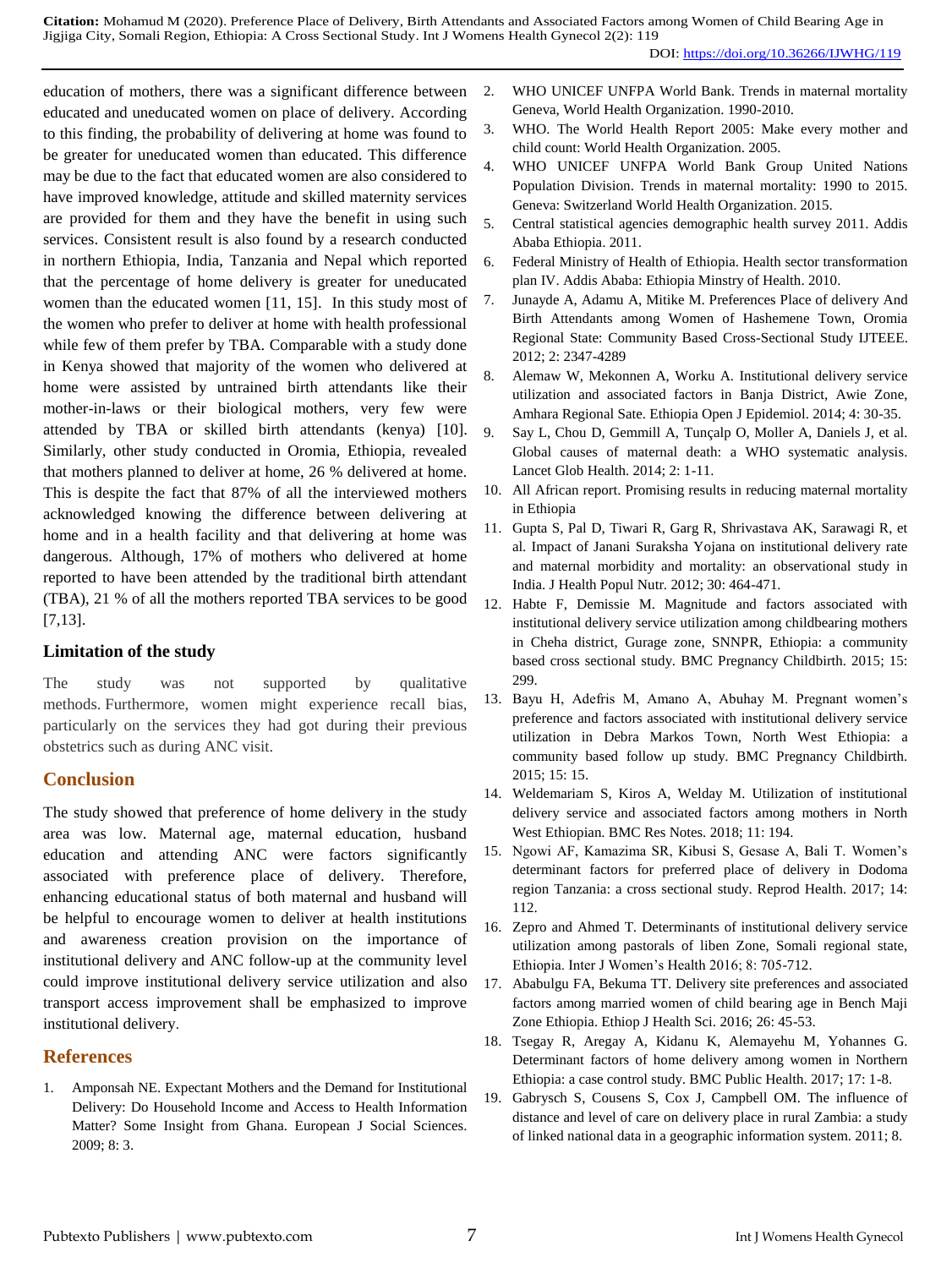education of mothers, there was a significant difference between educated and uneducated women on place of delivery. According to this finding, the probability of delivering at home was found to be greater for uneducated women than educated. This difference may be due to the fact that educated women are also considered to have improved knowledge, attitude and skilled maternity services are provided for them and they have the benefit in using such services. Consistent result is also found by a research conducted in northern Ethiopia, India, Tanzania and Nepal which reported that the percentage of home delivery is greater for uneducated women than the educated women [11, 15]. In this study most of the women who prefer to deliver at home with health professional while few of them prefer by TBA. Comparable with a study done in Kenya showed that majority of the women who delivered at home were assisted by untrained birth attendants like their mother-in-laws or their biological mothers, very few were attended by TBA or skilled birth attendants (kenya) [10]. Similarly, other study conducted in Oromia, Ethiopia, revealed that mothers planned to deliver at home, 26 % delivered at home. This is despite the fact that 87% of all the interviewed mothers acknowledged knowing the difference between delivering at home and in a health facility and that delivering at home was dangerous. Although, 17% of mothers who delivered at home reported to have been attended by the traditional birth attendant (TBA), 21 % of all the mothers reported TBA services to be good [7,13].

### Limitation of the study

The study was not supported by qualitative methods. Furthermore, women might experience recall bias, particularly on the services they had got during their previous obstetrics such as during ANC visit.

## Conclusion

The study showed that preference of home delivery in the study area was low. Maternal age, maternal education, husband education and attending ANC were factors significantly associated with preference place of delivery. Therefore, enhancing educational status of both maternal and husband will be helpful to encourage women to deliver at health institutions and awareness creation provision on the importance of institutional delivery and ANC follow-up at the community level could improve institutional delivery service utilization and also transport access improvement shall be emphasized to improve institutional delivery.

## References

1. Amponsah NE. Expectant Mothers and the Demand for Institutional Delivery: Do Household Income and Access to Health Information Matter? Some Insight from Ghana. European J Social Sciences. 2009; 8: 3.
2. WHO UNICEF UNFPA World Bank. Trends in maternal mortality Geneva, World Health Organization. 1990-2010.
3. WHO. The World Health Report 2005: Make every mother and child count: World Health Organization. 2005.
4. WHO UNICEF UNFPA World Bank Group United Nations Population Division. Trends in maternal mortality: 1990 to 2015. Geneva: Switzerland World Health Organization. 2015.
5. Central statistical agencies demographic health survey 2011. Addis Ababa Ethiopia. 2011.
6. Federal Ministry of Health of Ethiopia. Health sector transformation plan IV. Addis Ababa: Ethiopia Minstry of Health. 2010.
7. Junayde A, Adamu A, Mitike M. Preferences Place of delivery And Birth Attendants among Women of Hashemene Town, Oromia Regional State: Community Based Cross-Sectional Study IJTEEE. 2012; 2: 2347-4289
8. Alemaw W, Mekonnen A, Worku A. Institutional delivery service utilization and associated factors in Banja District, Awie Zone, Amhara Regional Sate. Ethiopia Open J Epidemiol. 2014; 4: 30-35.
9. Say L, Chou D, Gemmill A, Tunçalp O, Moller A, Daniels J, et al. Global causes of maternal death: a WHO systematic analysis. Lancet Glob Health. 2014; 2: 1-11.
10. All African report. Promising results in reducing maternal mortality in Ethiopia
11. Gupta S, Pal D, Tiwari R, Garg R, Shrivastava AK, Sarawagi R, et al. Impact of Janani Suraksha Yojana on institutional delivery rate and maternal morbidity and mortality: an observational study in India. J Health Popul Nutr. 2012; 30: 464-471.
12. Habte F, Demissie M. Magnitude and factors associated with institutional delivery service utilization among childbearing mothers in Cheha district, Gurage zone, SNNPR, Ethiopia: a community based cross sectional study. BMC Pregnancy Childbirth. 2015; 15: 299.
13. Bayu H, Adefris M, Amano A, Abuhay M. Pregnant women's preference and factors associated with institutional delivery service utilization in Debra Markos Town, North West Ethiopia: a community based follow up study. BMC Pregnancy Childbirth. 2015; 15: 15.
14. Weldemariam S, Kiros A, Welday M. Utilization of institutional delivery service and associated factors among mothers in North West Ethiopian. BMC Res Notes. 2018; 11: 194.
15. Ngowi AF, Kamazima SR, Kibusi S, Gesase A, Bali T. Women's determinant factors for preferred place of delivery in Dodoma region Tanzania: a cross sectional study. Reprod Health. 2017; 14: 112.
16. Zepro and Ahmed T. Determinants of institutional delivery service utilization among pastorals of liben Zone, Somali regional state, Ethiopia. Inter J Women's Health 2016; 8: 705-712.
17. Ababulgu FA, Bekuma TT. Delivery site preferences and associated factors among married women of child bearing age in Bench Maji Zone Ethiopia. Ethiop J Health Sci. 2016; 26: 45-53.
18. Tsegay R, Aregay A, Kidanu K, Alemayehu M, Yohannes G. Determinant factors of home delivery among women in Northern Ethiopia: a case control study. BMC Public Health. 2017; 17: 1-8.
19. Gabrysch S, Cousens S, Cox J, Campbell OM. The influence of distance and level of care on delivery place in rural Zambia: a study of linked national data in a geographic information system. 2011; 8.